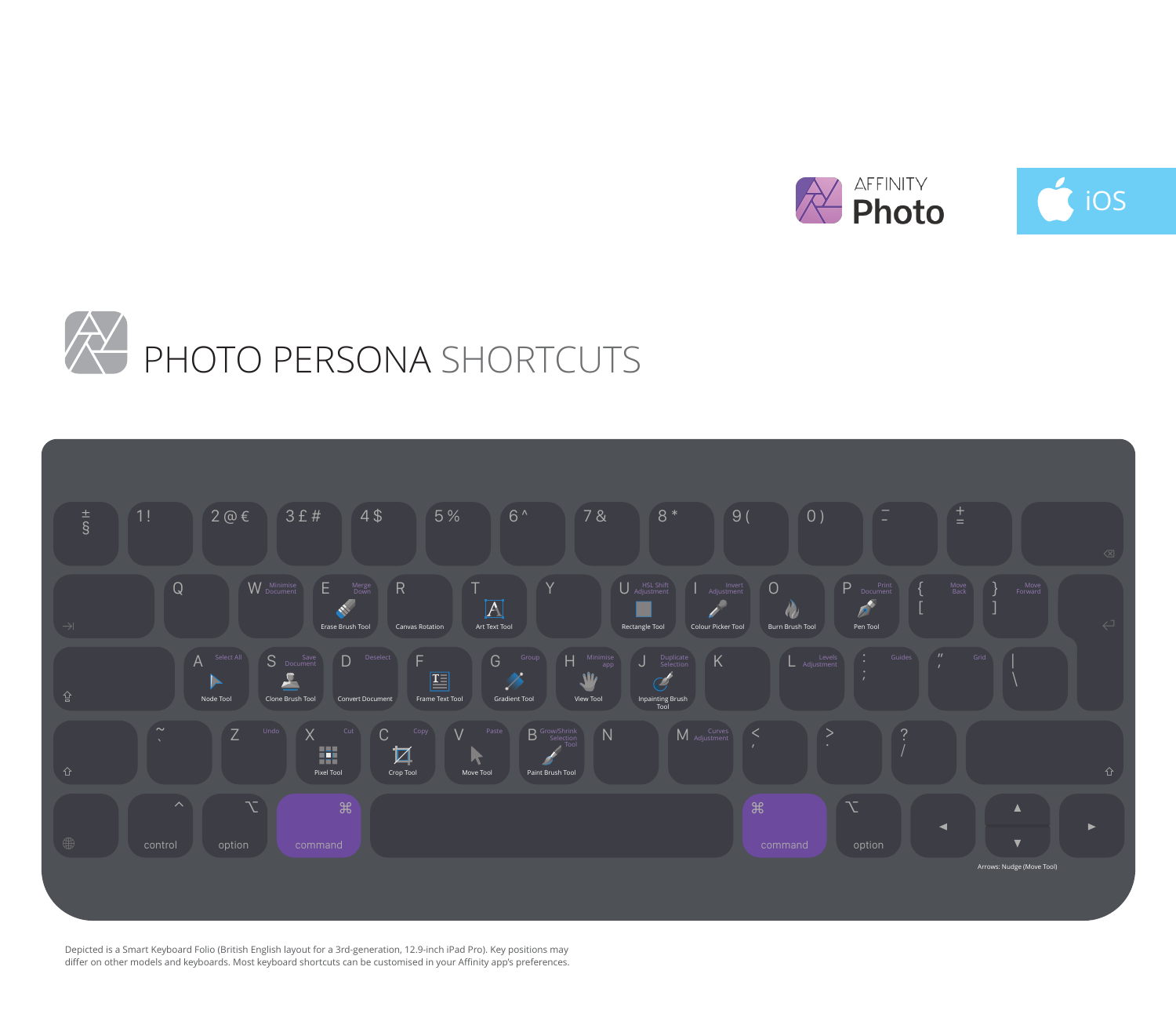AFFINITY **Photo**

iOS

# PHOTO PERSONA SHORTCUTS

| Key | Tool | Command (⌘) shortcut |
|---|---|---|
| W | | Minimise Document |
| E | Erase Brush Tool | Merge Down |
| R | Canvas Rotation | |
| T | Art Text Tool | |
| U | Rectangle Tool | HSL Shift Adjustment |
| I | Colour Picker Tool | Invert Adjustment |
| O | Burn Brush Tool | |
| P | Pen Tool | Print Document |
| [ | | Move Back |
| ] | | Move Forward |
| A | Node Tool | Select All |
| S | Clone Brush Tool | Save Document |
| D | Convert Document | Deselect |
| F | Frame Text Tool | |
| G | Gradient Tool | Group |
| H | View Tool | Minimise app |
| J | Inpainting Brush Tool | Duplicate Selection |
| L | | Levels Adjustment |
| ; | | Guides |
| ' | | Grid |
| Z | | Undo |
| X | Pixel Tool | Cut |
| C | Crop Tool | Copy |
| V | Move Tool | Paste |
| B | Paint Brush Tool | Grow/Shrink Selection Tool |
| M | | Curves Adjustment |

Arrows: Nudge (Move Tool)

Depicted is a Smart Keyboard Folio (British English layout for a 3rd-generation, 12.9-inch iPad Pro). Key positions may differ on other models and keyboards. Most keyboard shortcuts can be customised in your Affinity app's preferences.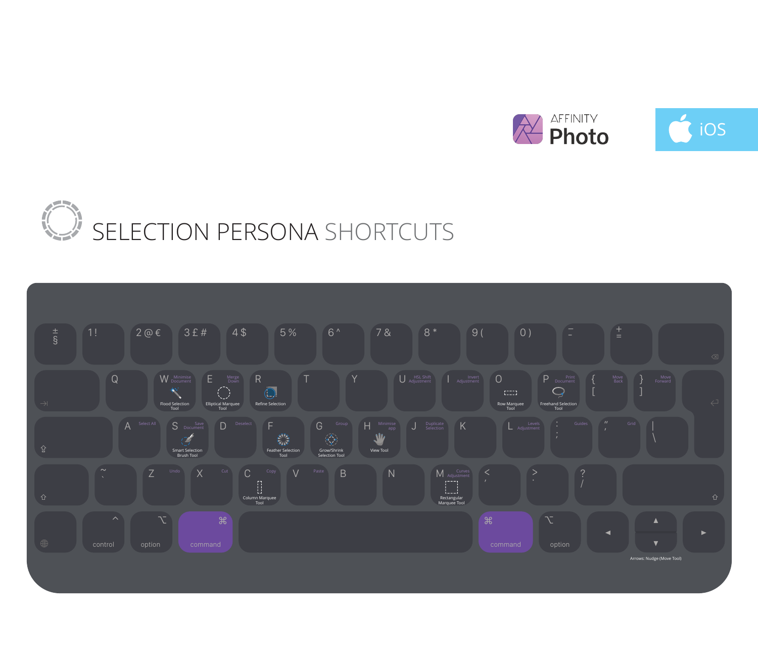AFFINITY Photo

iOS

# SELECTION PERSONA SHORTCUTS

| Key | Shortcut |
| --- | --- |
| W | Minimise Document; Flood Selection Tool |
| E | Merge Down; Elliptical Marquee Tool |
| R | Refine Selection |
| U | HSL Shift Adjustment |
| I | Invert Adjustment |
| O | Row Marquee Tool |
| P | Print Document; Freehand Selection Tool |
| [ | Move Back |
| ] | Move Forward |
| A | Select All |
| S | Save Document; Smart Selection Brush Tool |
| D | Deselect |
| F | Feather Selection Tool |
| G | Group; Grow/Shrink Selection Tool |
| H | Minimise app; View Tool |
| J | Duplicate Selection |
| L | Levels Adjustment |
| ; | Guides |
| ' | Grid |
| Z | Undo |
| X | Cut |
| C | Copy; Column Marquee Tool |
| V | Paste |
| M | Curves Adjustment; Rectangular Marquee Tool |

Arrows: Nudge (Move Tool)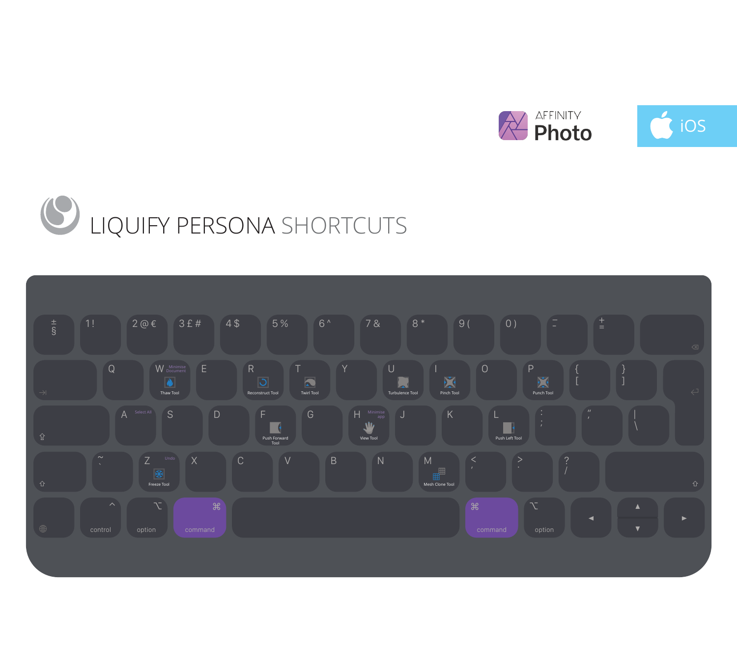AFFINITY **Photo**

iOS

# LIQUIFY PERSONA SHORTCUTS

| Key | Shortcut |
| --- | --- |
| W | Thaw Tool |
| command + W | Minimise Document |
| R | Reconstruct Tool |
| T | Twirl Tool |
| U | Turbulence Tool |
| I | Pinch Tool |
| P | Punch Tool |
| command + A | Select All |
| F | Push Forward Tool |
| H | View Tool |
| command + H | Minimise app |
| L | Push Left Tool |
| Z | Freeze Tool |
| command + Z | Undo |
| M | Mesh Clone Tool |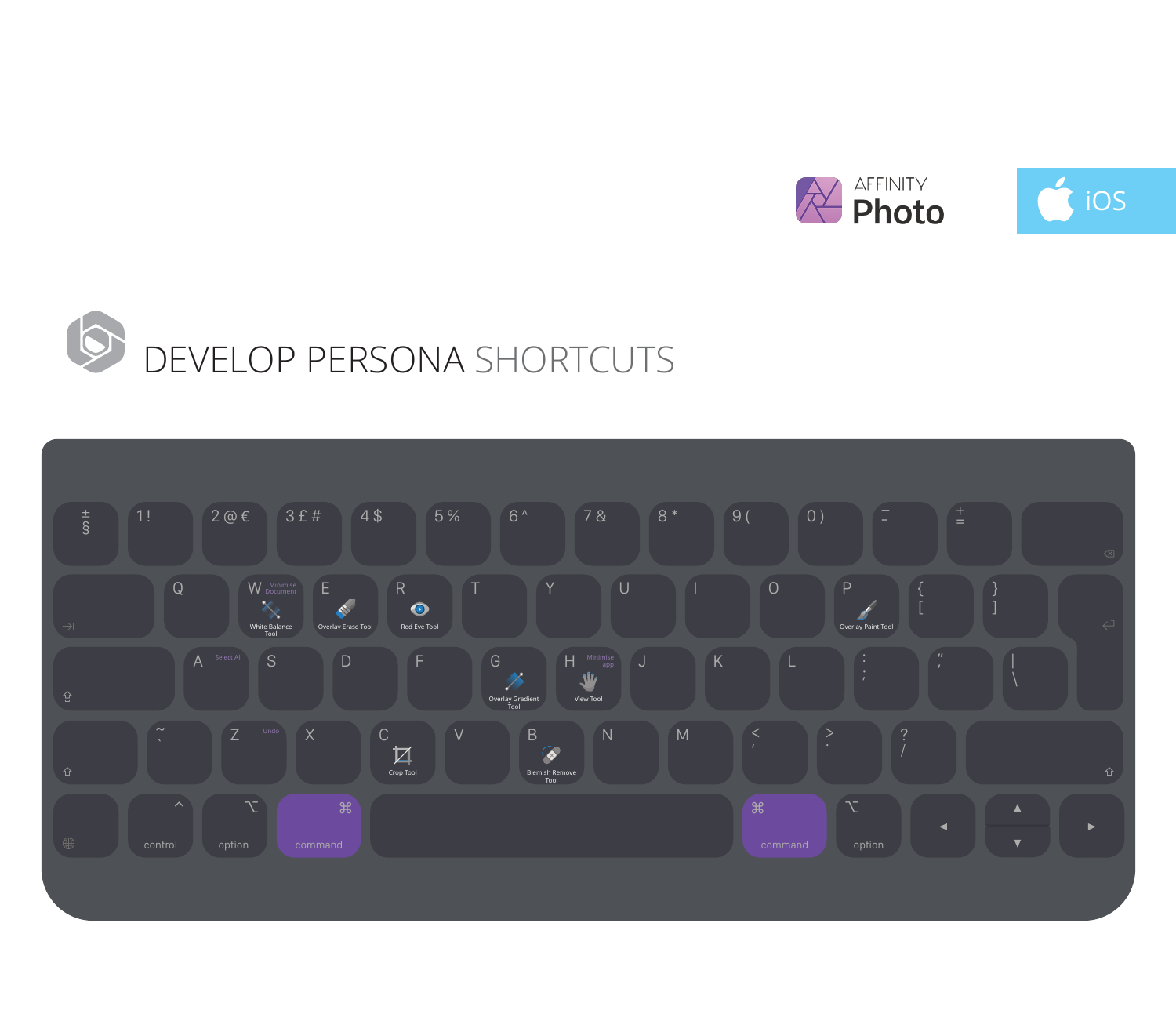AFFINITY Photo

iOS

# DEVELOP PERSONA SHORTCUTS

| Key | Shortcut (with command) | Tool |
| --- | --- | --- |
| W | Minimise Document | White Balance Tool |
| E | | Overlay Erase Tool |
| R | | Red Eye Tool |
| P | | Overlay Paint Tool |
| A | Select All | |
| G | | Overlay Gradient Tool |
| H | Minimise app | View Tool |
| Z | Undo | |
| C | | Crop Tool |
| B | | Blemish Remove Tool |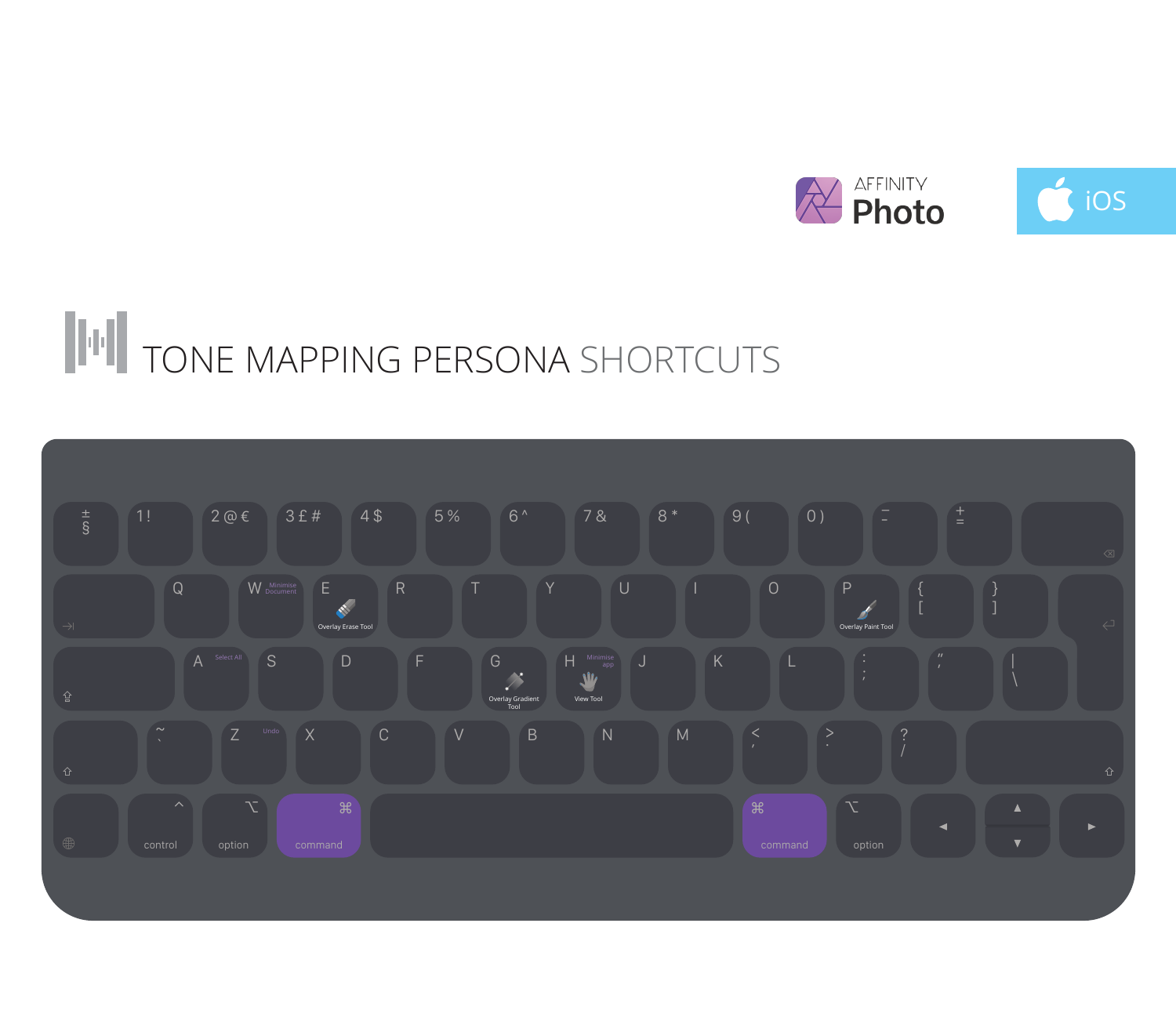AFFINITY Photo

iOS

# TONE MAPPING PERSONA SHORTCUTS

| Key | Shortcut (with command) |
|---|---|
| W | Minimise Document |
| E | Overlay Erase Tool |
| P | Overlay Paint Tool |
| A | Select All |
| G | Overlay Gradient Tool |
| H | Minimise app |
| H | View Tool |
| Z | Undo |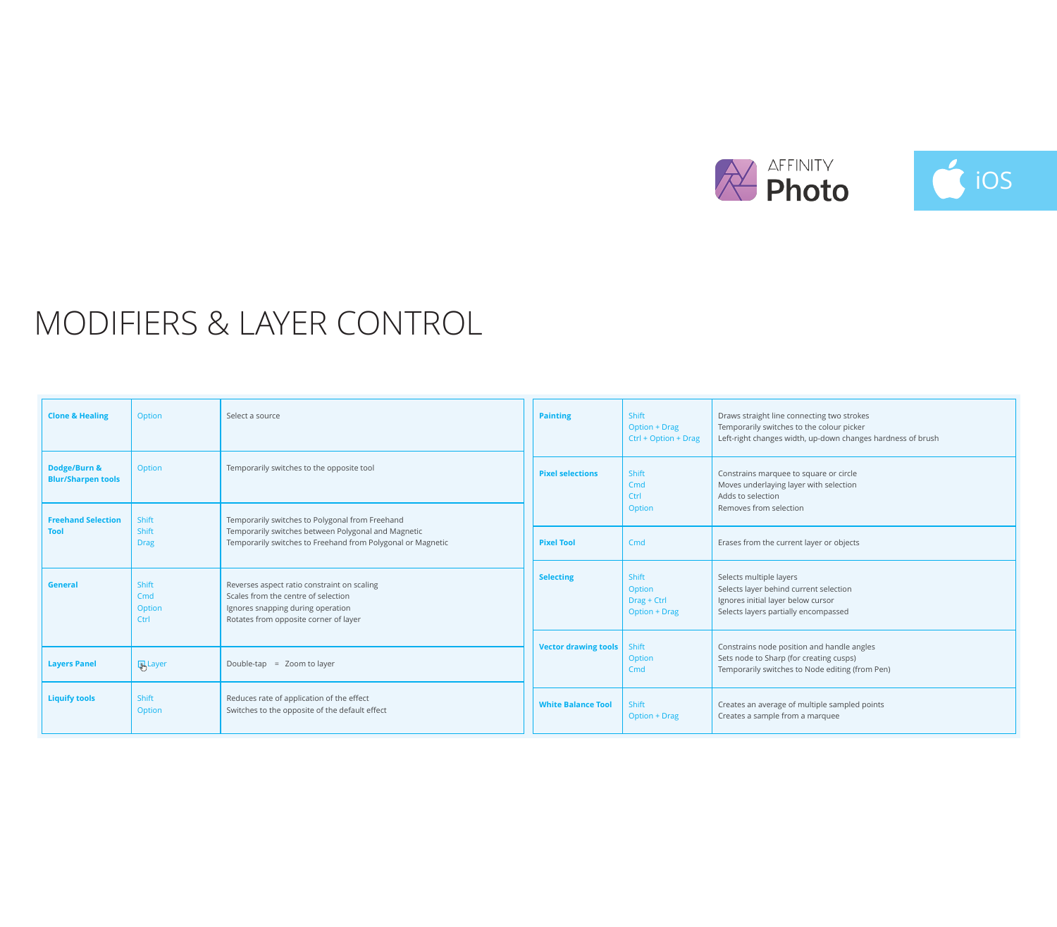AFFINITY Photo

iOS

# MODIFIERS & LAYER CONTROL

| | | |
|---|---|---|
| **Clone & Healing** | Option | Select a source |
| **Dodge/Burn & Blur/Sharpen tools** | Option | Temporarily switches to the opposite tool |
| **Freehand Selection Tool** | Shift<br>Shift<br>Drag | Temporarily switches to Polygonal from Freehand<br>Temporarily switches between Polygonal and Magnetic<br>Temporarily switches to Freehand from Polygonal or Magnetic |
| **General** | Shift<br>Cmd<br>Option<br>Ctrl | Reverses aspect ratio constraint on scaling<br>Scales from the centre of selection<br>Ignores snapping during operation<br>Rotates from opposite corner of layer |
| **Layers Panel** | Layer | Double-tap = Zoom to layer |
| **Liquify tools** | Shift<br>Option | Reduces rate of application of the effect<br>Switches to the opposite of the default effect |
| **Painting** | Shift<br>Option + Drag<br>Ctrl + Option + Drag | Draws straight line connecting two strokes<br>Temporarily switches to the colour picker<br>Left-right changes width, up-down changes hardness of brush |
| **Pixel selections** | Shift<br>Cmd<br>Ctrl<br>Option | Constrains marquee to square or circle<br>Moves underlaying layer with selection<br>Adds to selection<br>Removes from selection |
| **Pixel Tool** | Cmd | Erases from the current layer or objects |
| **Selecting** | Shift<br>Option<br>Drag + Ctrl<br>Option + Drag | Selects multiple layers<br>Selects layer behind current selection<br>Ignores initial layer below cursor<br>Selects layers partially encompassed |
| **Vector drawing tools** | Shift<br>Option<br>Cmd | Constrains node position and handle angles<br>Sets node to Sharp (for creating cusps)<br>Temporarily switches to Node editing (from Pen) |
| **White Balance Tool** | Shift<br>Option + Drag | Creates an average of multiple sampled points<br>Creates a sample from a marquee |